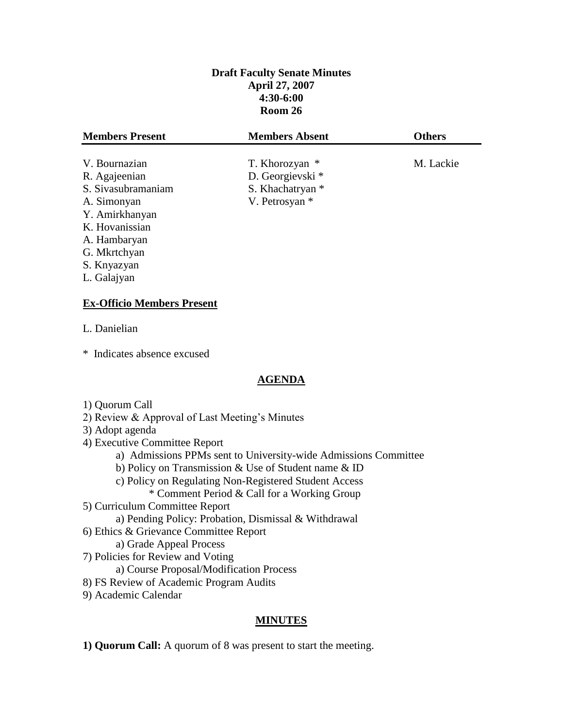**Draft Faculty Senate Minutes**
**April 27, 2007**
**4:30-6:00**
**Room 26**

| Members Present | Members Absent | Others |
|---|---|---|
| V. Bournazian | T. Khorozyan * | M. Lackie |
| R. Agajeenian | D. Georgievski * | |
| S. Sivasubramaniam | S. Khachatryan * | |
| A. Simonyan | V. Petrosyan * | |
| Y. Amirkhanyan | | |
| K. Hovanissian | | |
| A. Hambaryan | | |
| G. Mkrtchyan | | |
| S. Knyazyan | | |
| L. Galajyan | | |

**Ex-Officio Members Present**

L. Danielian

* Indicates absence excused

## AGENDA

1) Quorum Call
2) Review & Approval of Last Meeting's Minutes
3) Adopt agenda
4) Executive Committee Report
   a) Admissions PPMs sent to University-wide Admissions Committee
   b) Policy on Transmission & Use of Student name & ID
   c) Policy on Regulating Non-Registered Student Access
      * Comment Period & Call for a Working Group
5) Curriculum Committee Report
   a) Pending Policy: Probation, Dismissal & Withdrawal
6) Ethics & Grievance Committee Report
   a) Grade Appeal Process
7) Policies for Review and Voting
   a) Course Proposal/Modification Process
8) FS Review of Academic Program Audits
9) Academic Calendar

## MINUTES

**1) Quorum Call:** A quorum of 8 was present to start the meeting.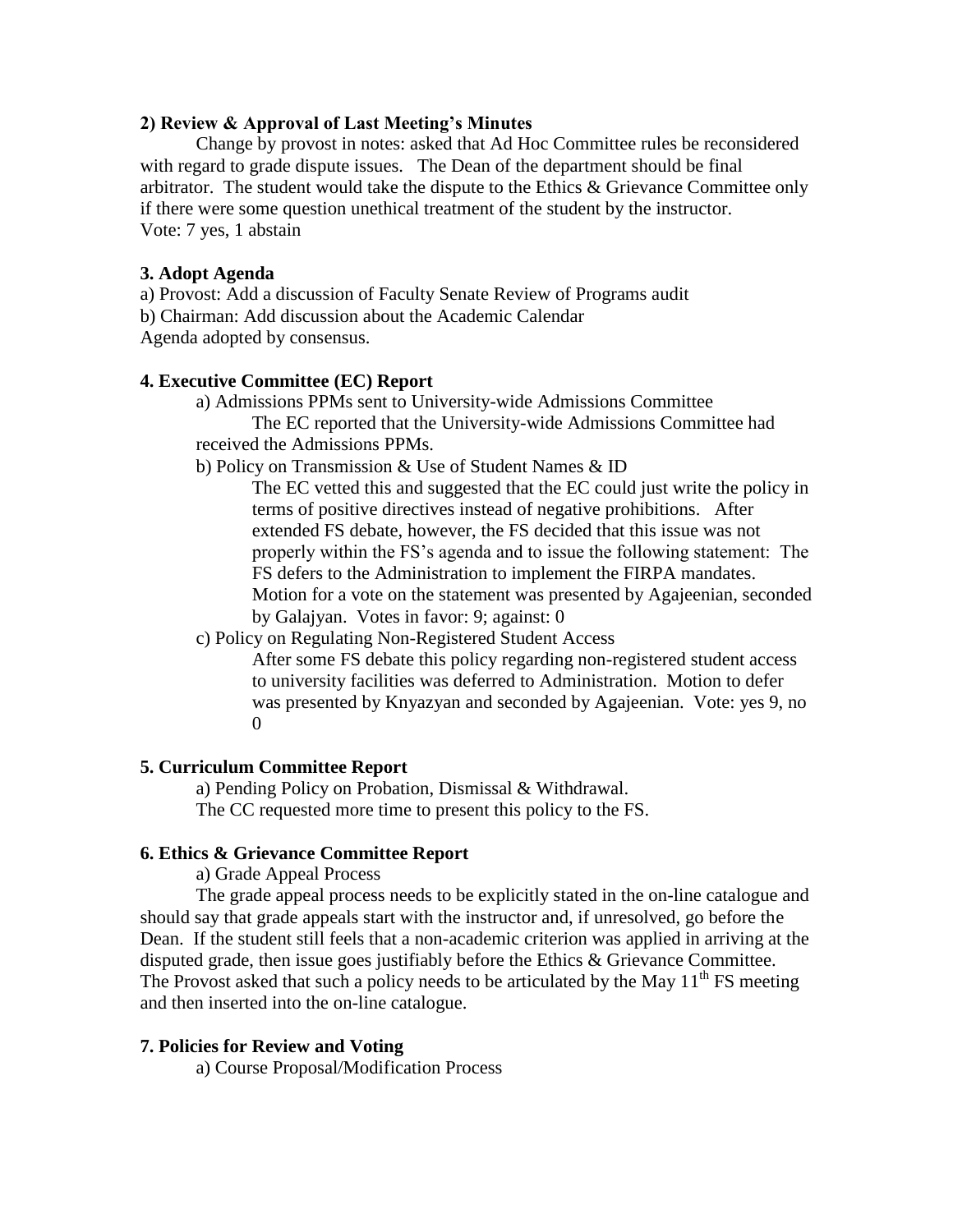**2) Review & Approval of Last Meeting's Minutes**

Change by provost in notes: asked that Ad Hoc Committee rules be reconsidered with regard to grade dispute issues. The Dean of the department should be final arbitrator. The student would take the dispute to the Ethics & Grievance Committee only if there were some question unethical treatment of the student by the instructor.
Vote: 7 yes, 1 abstain

**3. Adopt Agenda**

a) Provost: Add a discussion of Faculty Senate Review of Programs audit
b) Chairman: Add discussion about the Academic Calendar
Agenda adopted by consensus.

**4. Executive Committee (EC) Report**

a) Admissions PPMs sent to University-wide Admissions Committee

The EC reported that the University-wide Admissions Committee had received the Admissions PPMs.

b) Policy on Transmission & Use of Student Names & ID

The EC vetted this and suggested that the EC could just write the policy in terms of positive directives instead of negative prohibitions. After extended FS debate, however, the FS decided that this issue was not properly within the FS's agenda and to issue the following statement: The FS defers to the Administration to implement the FIRPA mandates. Motion for a vote on the statement was presented by Agajeenian, seconded by Galajyan. Votes in favor: 9; against: 0

c) Policy on Regulating Non-Registered Student Access

After some FS debate this policy regarding non-registered student access to university facilities was deferred to Administration. Motion to defer was presented by Knyazyan and seconded by Agajeenian. Vote: yes 9, no 0

**5. Curriculum Committee Report**

a) Pending Policy on Probation, Dismissal & Withdrawal.
The CC requested more time to present this policy to the FS.

**6. Ethics & Grievance Committee Report**

a) Grade Appeal Process

The grade appeal process needs to be explicitly stated in the on-line catalogue and should say that grade appeals start with the instructor and, if unresolved, go before the Dean. If the student still feels that a non-academic criterion was applied in arriving at the disputed grade, then issue goes justifiably before the Ethics & Grievance Committee. The Provost asked that such a policy needs to be articulated by the May 11th FS meeting and then inserted into the on-line catalogue.

**7. Policies for Review and Voting**

a) Course Proposal/Modification Process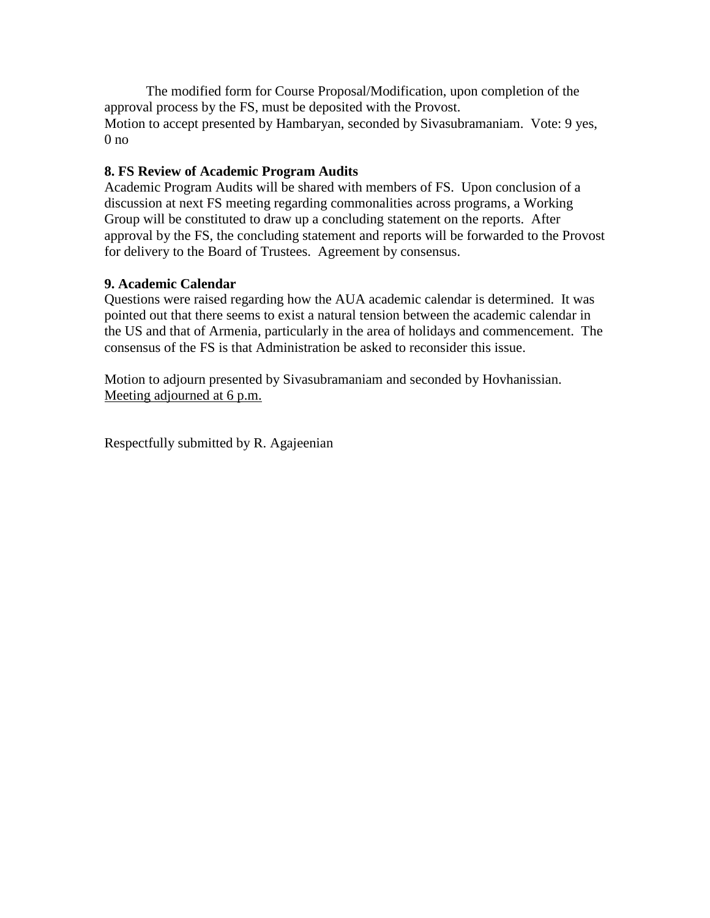The modified form for Course Proposal/Modification, upon completion of the approval process by the FS, must be deposited with the Provost.
Motion to accept presented by Hambaryan, seconded by Sivasubramaniam. Vote: 9 yes, 0 no

**8. FS Review of Academic Program Audits**
Academic Program Audits will be shared with members of FS. Upon conclusion of a discussion at next FS meeting regarding commonalities across programs, a Working Group will be constituted to draw up a concluding statement on the reports. After approval by the FS, the concluding statement and reports will be forwarded to the Provost for delivery to the Board of Trustees. Agreement by consensus.

**9. Academic Calendar**
Questions were raised regarding how the AUA academic calendar is determined. It was pointed out that there seems to exist a natural tension between the academic calendar in the US and that of Armenia, particularly in the area of holidays and commencement. The consensus of the FS is that Administration be asked to reconsider this issue.

Motion to adjourn presented by Sivasubramaniam and seconded by Hovhanissian.
<u>Meeting adjourned at 6 p.m.</u>

Respectfully submitted by R. Agajeenian